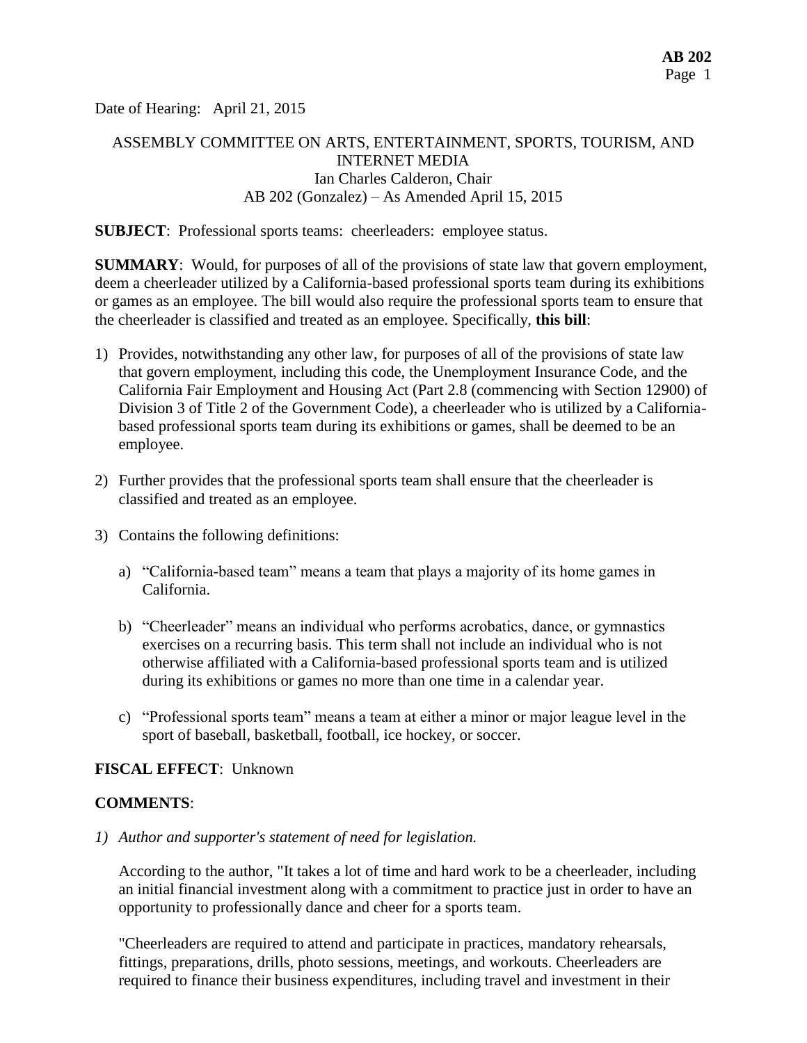Date of Hearing: April 21, 2015

ASSEMBLY COMMITTEE ON ARTS, ENTERTAINMENT, SPORTS, TOURISM, AND INTERNET MEDIA
Ian Charles Calderon, Chair
AB 202 (Gonzalez) – As Amended April 15, 2015

**SUBJECT**: Professional sports teams: cheerleaders: employee status.

**SUMMARY**: Would, for purposes of all of the provisions of state law that govern employment, deem a cheerleader utilized by a California-based professional sports team during its exhibitions or games as an employee. The bill would also require the professional sports team to ensure that the cheerleader is classified and treated as an employee. Specifically, **this bill**:

1) Provides, notwithstanding any other law, for purposes of all of the provisions of state law that govern employment, including this code, the Unemployment Insurance Code, and the California Fair Employment and Housing Act (Part 2.8 (commencing with Section 12900) of Division 3 of Title 2 of the Government Code), a cheerleader who is utilized by a California-based professional sports team during its exhibitions or games, shall be deemed to be an employee.

2) Further provides that the professional sports team shall ensure that the cheerleader is classified and treated as an employee.

3) Contains the following definitions:

   a) "California-based team" means a team that plays a majority of its home games in California.

   b) "Cheerleader" means an individual who performs acrobatics, dance, or gymnastics exercises on a recurring basis. This term shall not include an individual who is not otherwise affiliated with a California-based professional sports team and is utilized during its exhibitions or games no more than one time in a calendar year.

   c) "Professional sports team" means a team at either a minor or major league level in the sport of baseball, basketball, football, ice hockey, or soccer.

**FISCAL EFFECT**: Unknown

**COMMENTS**:

1) *Author and supporter's statement of need for legislation.*

   According to the author, "It takes a lot of time and hard work to be a cheerleader, including an initial financial investment along with a commitment to practice just in order to have an opportunity to professionally dance and cheer for a sports team.

   "Cheerleaders are required to attend and participate in practices, mandatory rehearsals, fittings, preparations, drills, photo sessions, meetings, and workouts. Cheerleaders are required to finance their business expenditures, including travel and investment in their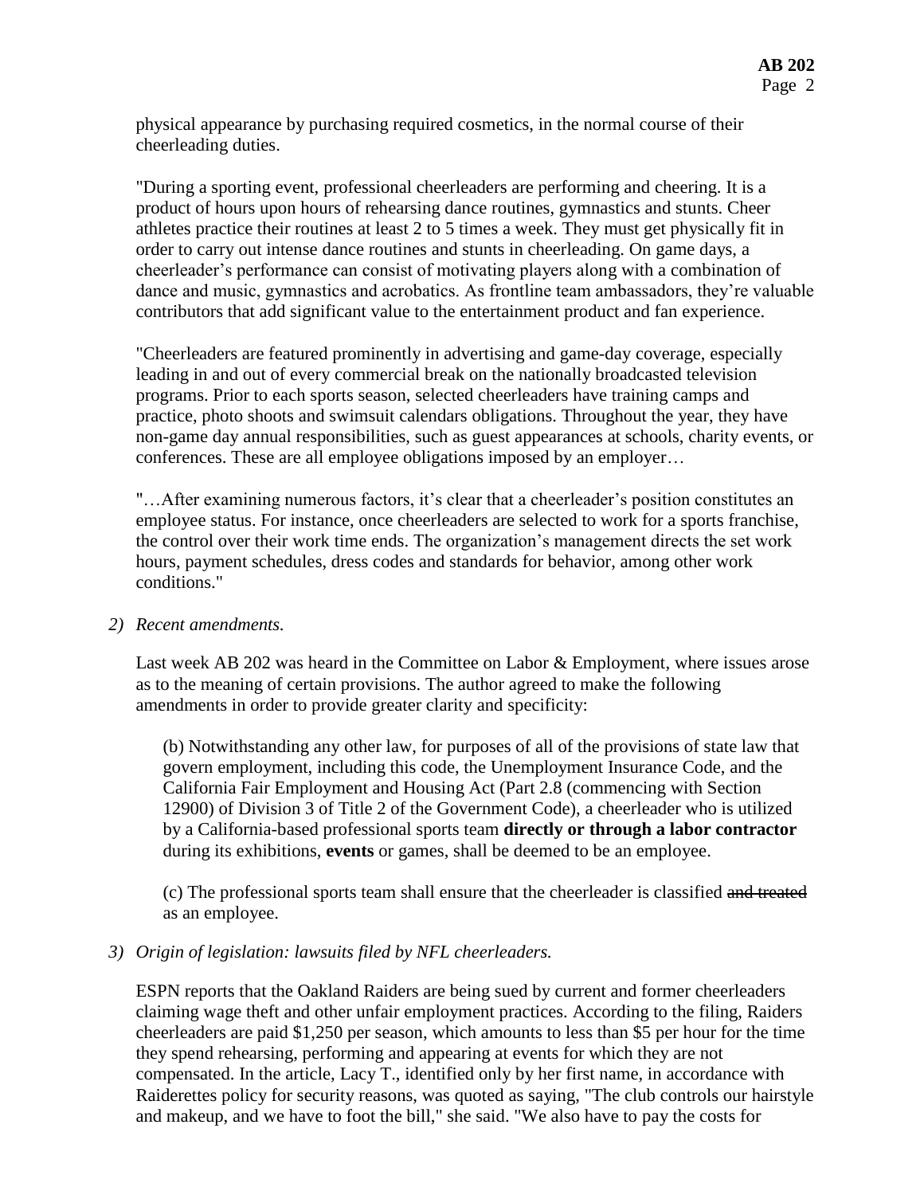physical appearance by purchasing required cosmetics, in the normal course of their cheerleading duties.

"During a sporting event, professional cheerleaders are performing and cheering. It is a product of hours upon hours of rehearsing dance routines, gymnastics and stunts. Cheer athletes practice their routines at least 2 to 5 times a week. They must get physically fit in order to carry out intense dance routines and stunts in cheerleading. On game days, a cheerleader's performance can consist of motivating players along with a combination of dance and music, gymnastics and acrobatics. As frontline team ambassadors, they're valuable contributors that add significant value to the entertainment product and fan experience.

"Cheerleaders are featured prominently in advertising and game-day coverage, especially leading in and out of every commercial break on the nationally broadcasted television programs. Prior to each sports season, selected cheerleaders have training camps and practice, photo shoots and swimsuit calendars obligations. Throughout the year, they have non-game day annual responsibilities, such as guest appearances at schools, charity events, or conferences. These are all employee obligations imposed by an employer…

"…After examining numerous factors, it's clear that a cheerleader's position constitutes an employee status. For instance, once cheerleaders are selected to work for a sports franchise, the control over their work time ends. The organization's management directs the set work hours, payment schedules, dress codes and standards for behavior, among other work conditions."

*2) Recent amendments.*

Last week AB 202 was heard in the Committee on Labor & Employment, where issues arose as to the meaning of certain provisions. The author agreed to make the following amendments in order to provide greater clarity and specificity:

> (b) Notwithstanding any other law, for purposes of all of the provisions of state law that govern employment, including this code, the Unemployment Insurance Code, and the California Fair Employment and Housing Act (Part 2.8 (commencing with Section 12900) of Division 3 of Title 2 of the Government Code), a cheerleader who is utilized by a California-based professional sports team **directly or through a labor contractor** during its exhibitions, **events** or games, shall be deemed to be an employee.
>
> (c) The professional sports team shall ensure that the cheerleader is classified ~~and treated~~ as an employee.

*3) Origin of legislation: lawsuits filed by NFL cheerleaders.*

ESPN reports that the Oakland Raiders are being sued by current and former cheerleaders claiming wage theft and other unfair employment practices. According to the filing, Raiders cheerleaders are paid $1,250 per season, which amounts to less than $5 per hour for the time they spend rehearsing, performing and appearing at events for which they are not compensated. In the article, Lacy T., identified only by her first name, in accordance with Raiderettes policy for security reasons, was quoted as saying, "The club controls our hairstyle and makeup, and we have to foot the bill," she said. "We also have to pay the costs for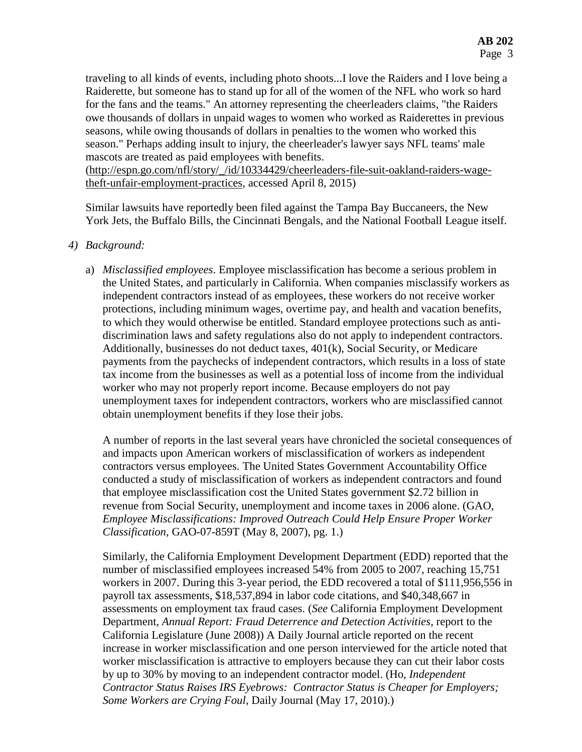traveling to all kinds of events, including photo shoots...I love the Raiders and I love being a Raiderette, but someone has to stand up for all of the women of the NFL who work so hard for the fans and the teams." An attorney representing the cheerleaders claims, "the Raiders owe thousands of dollars in unpaid wages to women who worked as Raiderettes in previous seasons, while owing thousands of dollars in penalties to the women who worked this season." Perhaps adding insult to injury, the cheerleader's lawyer says NFL teams' male mascots are treated as paid employees with benefits. (http://espn.go.com/nfl/story/_/id/10334429/cheerleaders-file-suit-oakland-raiders-wage-theft-unfair-employment-practices, accessed April 8, 2015)

Similar lawsuits have reportedly been filed against the Tampa Bay Buccaneers, the New York Jets, the Buffalo Bills, the Cincinnati Bengals, and the National Football League itself.

4) *Background:*

a) *Misclassified employees*. Employee misclassification has become a serious problem in the United States, and particularly in California. When companies misclassify workers as independent contractors instead of as employees, these workers do not receive worker protections, including minimum wages, overtime pay, and health and vacation benefits, to which they would otherwise be entitled. Standard employee protections such as anti-discrimination laws and safety regulations also do not apply to independent contractors. Additionally, businesses do not deduct taxes, 401(k), Social Security, or Medicare payments from the paychecks of independent contractors, which results in a loss of state tax income from the businesses as well as a potential loss of income from the individual worker who may not properly report income. Because employers do not pay unemployment taxes for independent contractors, workers who are misclassified cannot obtain unemployment benefits if they lose their jobs.

A number of reports in the last several years have chronicled the societal consequences of and impacts upon American workers of misclassification of workers as independent contractors versus employees. The United States Government Accountability Office conducted a study of misclassification of workers as independent contractors and found that employee misclassification cost the United States government $2.72 billion in revenue from Social Security, unemployment and income taxes in 2006 alone. (GAO, *Employee Misclassifications: Improved Outreach Could Help Ensure Proper Worker Classification*, GAO-07-859T (May 8, 2007), pg. 1.)

Similarly, the California Employment Development Department (EDD) reported that the number of misclassified employees increased 54% from 2005 to 2007, reaching 15,751 workers in 2007. During this 3-year period, the EDD recovered a total of $111,956,556 in payroll tax assessments, $18,537,894 in labor code citations, and $40,348,667 in assessments on employment tax fraud cases. (*See* California Employment Development Department, *Annual Report: Fraud Deterrence and Detection Activities*, report to the California Legislature (June 2008)) A Daily Journal article reported on the recent increase in worker misclassification and one person interviewed for the article noted that worker misclassification is attractive to employers because they can cut their labor costs by up to 30% by moving to an independent contractor model. (Ho, *Independent Contractor Status Raises IRS Eyebrows: Contractor Status is Cheaper for Employers; Some Workers are Crying Foul*, Daily Journal (May 17, 2010).)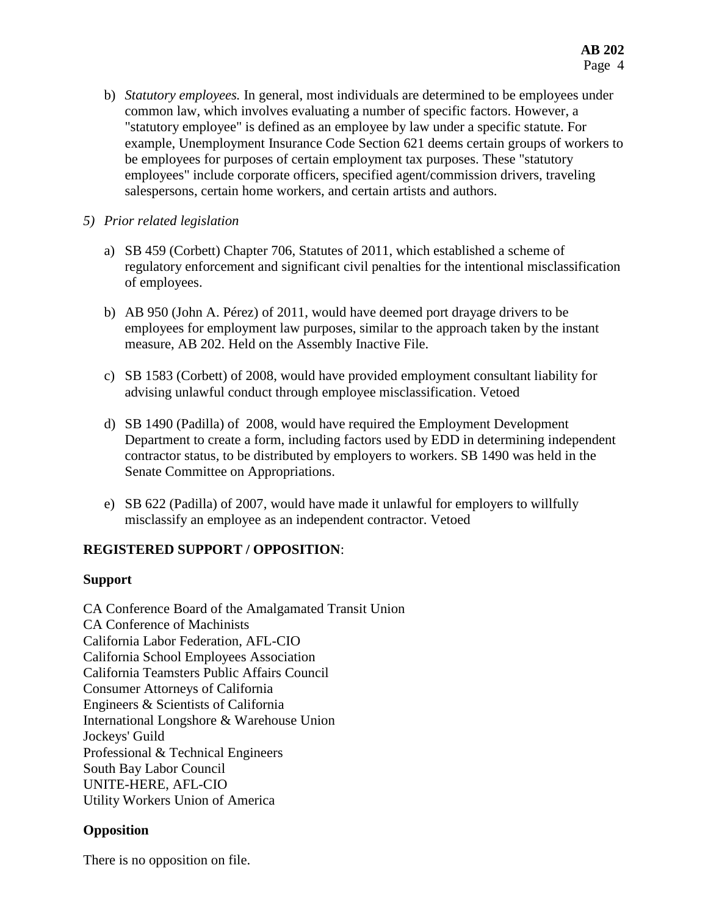b) *Statutory employees.* In general, most individuals are determined to be employees under common law, which involves evaluating a number of specific factors. However, a "statutory employee" is defined as an employee by law under a specific statute. For example, Unemployment Insurance Code Section 621 deems certain groups of workers to be employees for purposes of certain employment tax purposes. These "statutory employees" include corporate officers, specified agent/commission drivers, traveling salespersons, certain home workers, and certain artists and authors.

5) *Prior related legislation*

a) SB 459 (Corbett) Chapter 706, Statutes of 2011, which established a scheme of regulatory enforcement and significant civil penalties for the intentional misclassification of employees.

b) AB 950 (John A. Pérez) of 2011, would have deemed port drayage drivers to be employees for employment law purposes, similar to the approach taken by the instant measure, AB 202. Held on the Assembly Inactive File.

c) SB 1583 (Corbett) of 2008, would have provided employment consultant liability for advising unlawful conduct through employee misclassification. Vetoed

d) SB 1490 (Padilla) of 2008, would have required the Employment Development Department to create a form, including factors used by EDD in determining independent contractor status, to be distributed by employers to workers. SB 1490 was held in the Senate Committee on Appropriations.

e) SB 622 (Padilla) of 2007, would have made it unlawful for employers to willfully misclassify an employee as an independent contractor. Vetoed

**REGISTERED SUPPORT / OPPOSITION**:

**Support**

CA Conference Board of the Amalgamated Transit Union
CA Conference of Machinists
California Labor Federation, AFL-CIO
California School Employees Association
California Teamsters Public Affairs Council
Consumer Attorneys of California
Engineers & Scientists of California
International Longshore & Warehouse Union
Jockeys' Guild
Professional & Technical Engineers
South Bay Labor Council
UNITE-HERE, AFL-CIO
Utility Workers Union of America

**Opposition**

There is no opposition on file.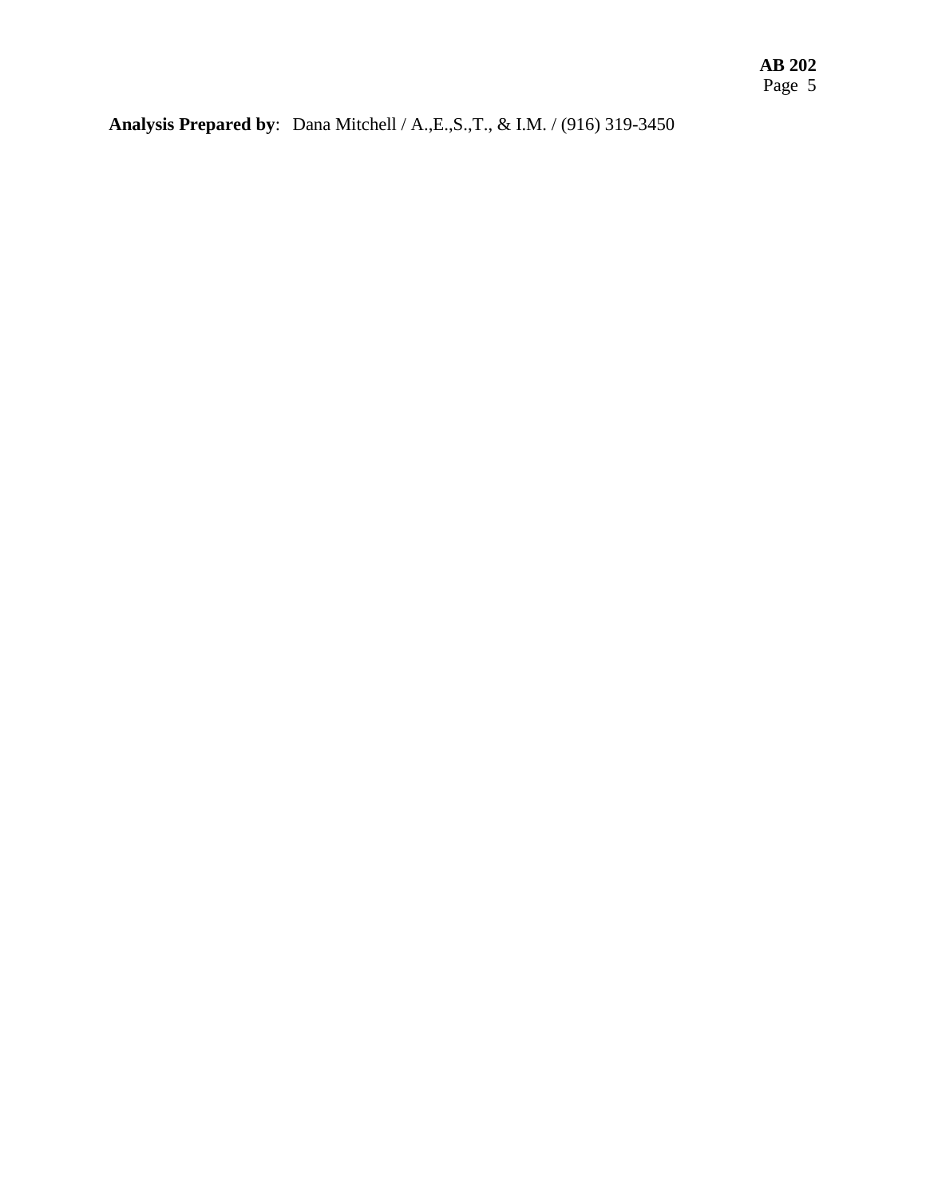**Analysis Prepared by**: Dana Mitchell / A.,E.,S.,T., & I.M. / (916) 319-3450